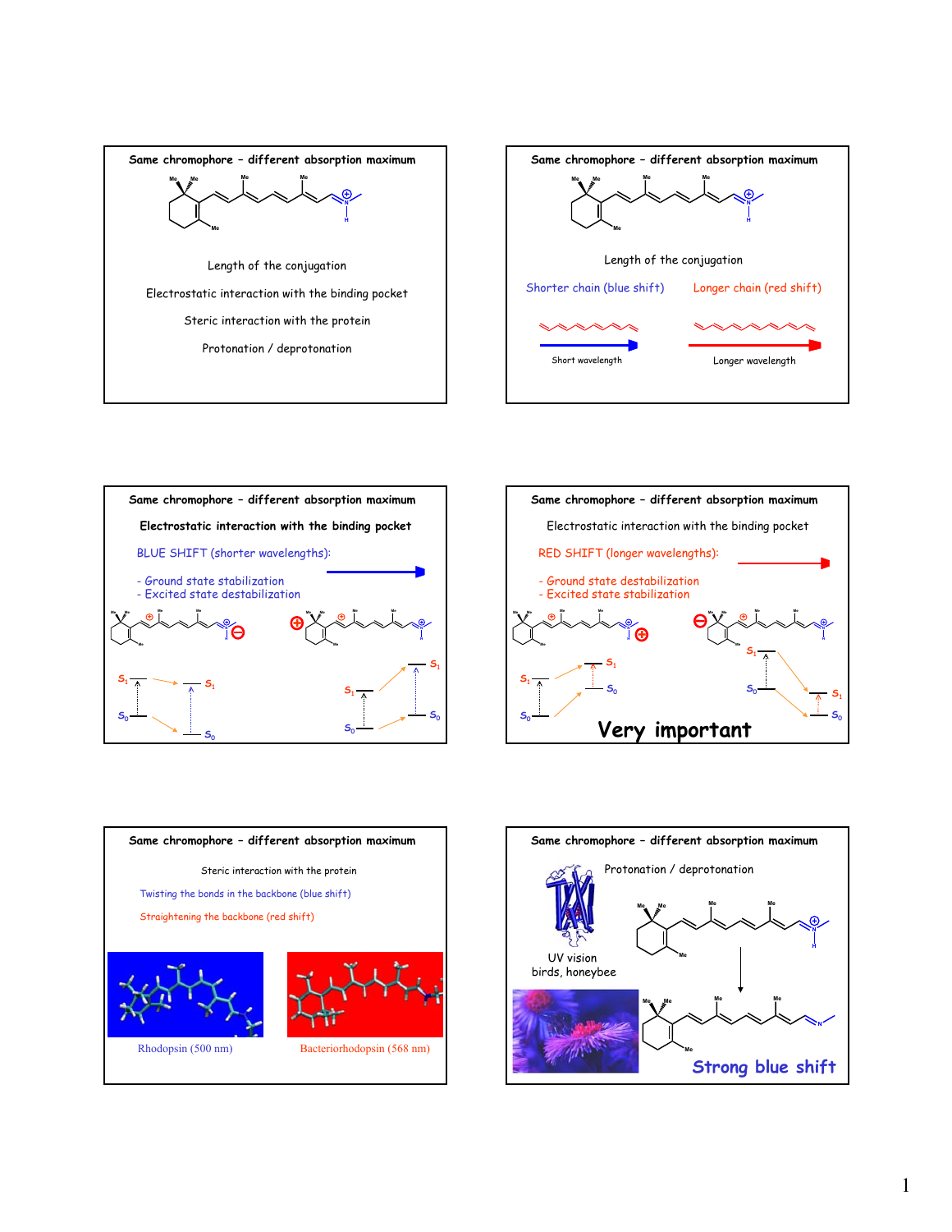## Same chromophore – different absorption maximum

Length of the conjugation

Electrostatic interaction with the binding pocket

Steric interaction with the protein

Protonation / deprotonation

## Same chromophore – different absorption maximum

Length of the conjugation

Shorter chain (blue shift) — Short wavelength

Longer chain (red shift) — Longer wavelength

## Same chromophore – different absorption maximum

**Electrostatic interaction with the binding pocket**

BLUE SHIFT (shorter wavelengths):

- Ground state stabilization
- Excited state destabilization

$S_1$, $S_0$

## Same chromophore – different absorption maximum

Electrostatic interaction with the binding pocket

RED SHIFT (longer wavelengths):

- Ground state destabilization
- Excited state stabilization

$S_1$, $S_0$

**Very important**

## Same chromophore – different absorption maximum

Steric interaction with the protein

Twisting the bonds in the backbone (blue shift)

Straightening the backbone (red shift)

Rhodopsin (500 nm) | Bacteriorhodopsin (568 nm)

## Same chromophore – different absorption maximum

Protonation / deprotonation

UV vision
birds, honeybee

Strong blue shift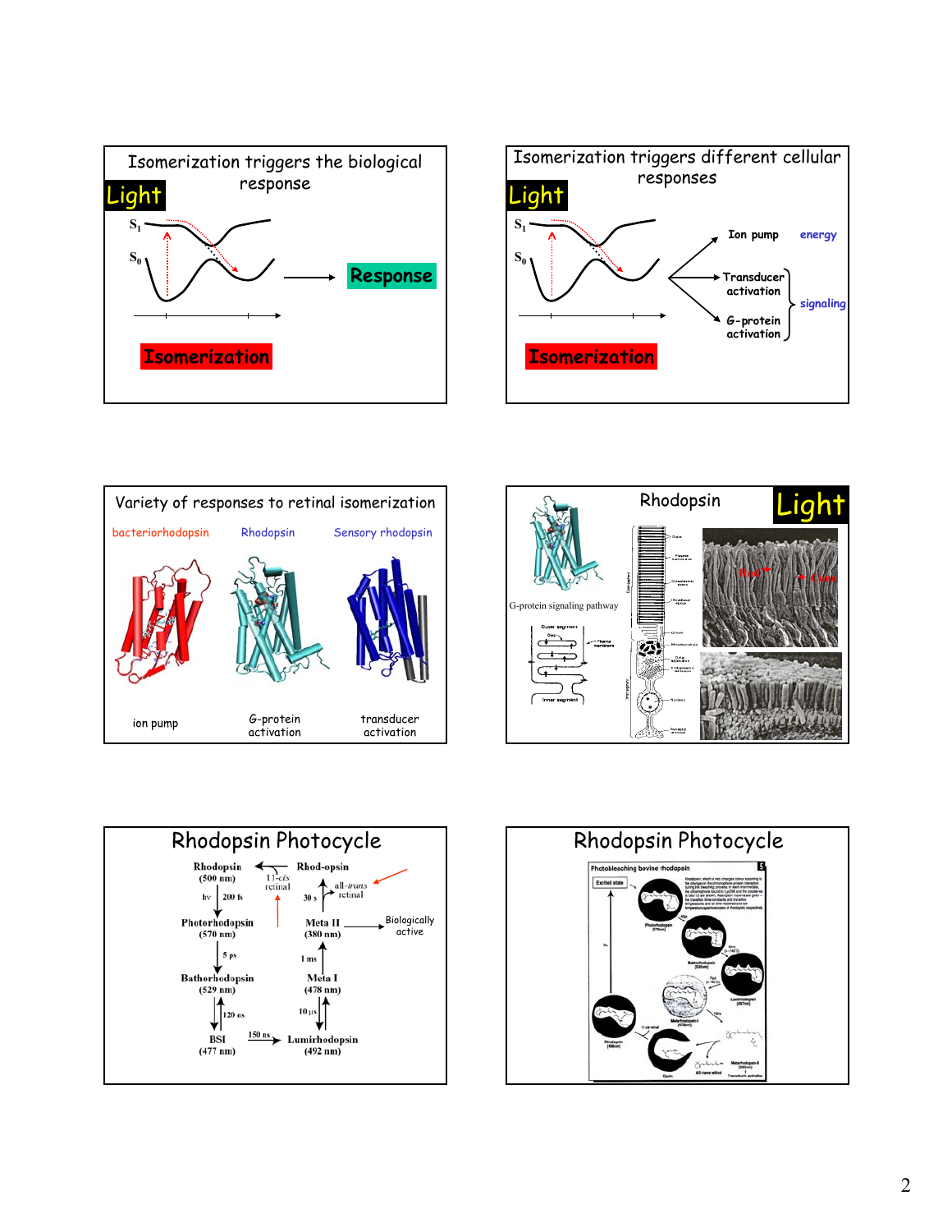## Isomerization triggers the biological response

Light

$S_1$

$S_0$

Response

Isomerization

## Isomerization triggers different cellular responses

Light

$S_1$

$S_0$

Ion pump — energy

Transducer activation — signaling

G-protein activation — signaling

Isomerization

## Variety of responses to retinal isomerization

| bacteriorhodopsin | Rhodopsin | Sensory rhodopsin |
|---|---|---|
| ion pump | G-protein activation | transducer activation |

## Rhodopsin

Light

G-protein signaling pathway

## Rhodopsin Photocycle

Rhodopsin (500 nm) → hν, 200 fs → Photorhodopsin (570 nm) → 5 ps → Bathorhodopsin (529 nm) ⇄ 120 ns ⇄ BSI (477 nm) → 150 ns → Lumirhodopsin (492 nm) ⇄ 10 μs ⇄ Meta I (478 nm) ⇄ 1 ms ⇄ Meta II (380 nm) → 30 s → Rhod-opsin + all-*trans* retinal; Rhod-opsin + 11-*cis* retinal → Rhodopsin

Meta II: Biologically active

## Rhodopsin Photocycle

Photobleaching bovine rhodopsin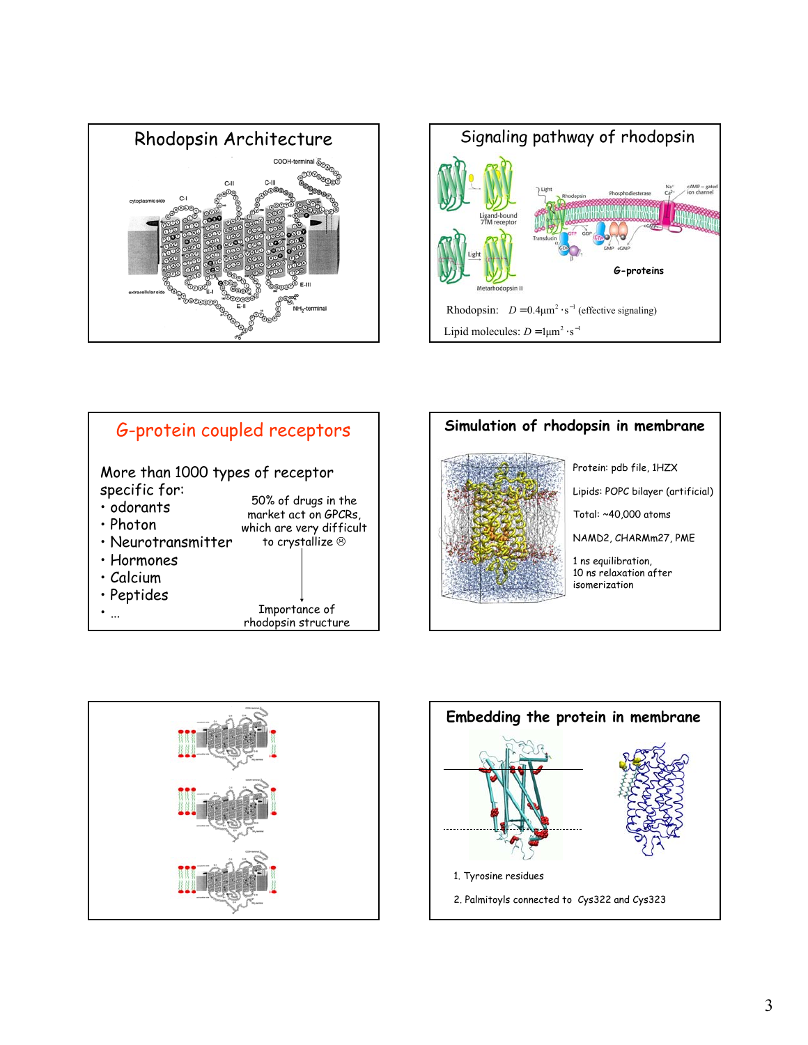## Rhodopsin Architecture

## Signaling pathway of rhodopsin

Rhodopsin: $D = 0.4 \mu m^2 \cdot s^{-1}$ (effective signaling)

Lipid molecules: $D = 1 \mu m^2 \cdot s^{-1}$

## G-protein coupled receptors

More than 1000 types of receptor specific for:

- odorants
- Photon
- Neurotransmitter
- Hormones
- Calcium
- Peptides
- ...

50% of drugs in the market act on GPCRs, which are very difficult to crystallize ☹

Importance of rhodopsin structure

## Simulation of rhodopsin in membrane

Protein: pdb file, 1HZX

Lipids: POPC bilayer (artificial)

Total: ~40,000 atoms

NAMD2, CHARMm27, PME

1 ns equilibration,
10 ns relaxation after isomerization

## Embedding the protein in membrane

1. Tyrosine residues
2. Palmitoyls connected to Cys322 and Cys323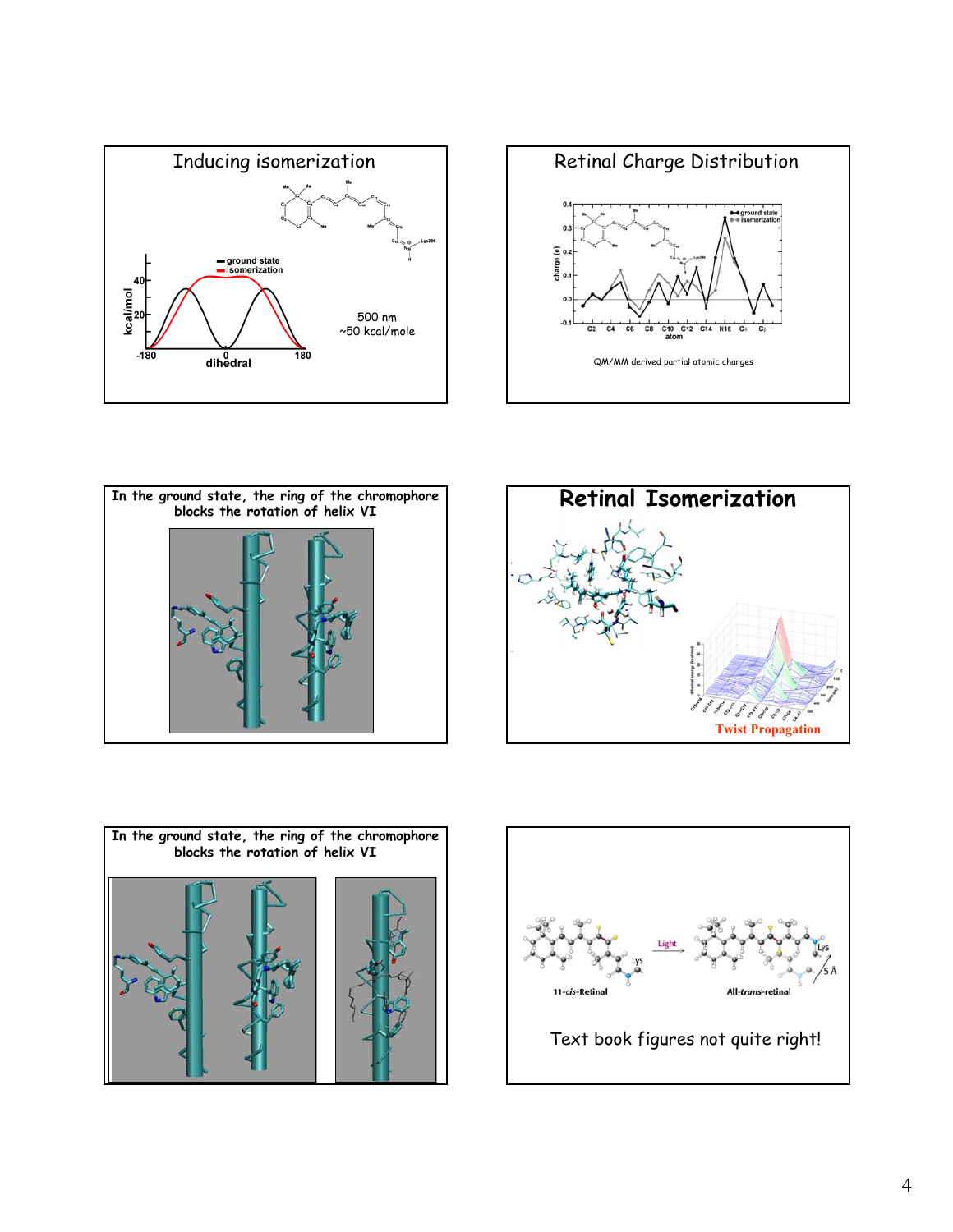## Inducing isomerization

- ground state
- isomerization

kcal/mol: 20, 40

dihedral: -180, 0, 180

500 nm
~50 kcal/mole

## Retinal Charge Distribution

- ground state
- isomerization

charge (e): -0.1, 0.0, 0.1, 0.2, 0.3, 0.4

atom: C2, C4, C6, C8, C10, C12, C14, N16, Cδ, Cβ

QM/MM derived partial atomic charges

## In the ground state, the ring of the chromophore blocks the rotation of helix VI

## Retinal Isomerization

Twist Propagation

## In the ground state, the ring of the chromophore blocks the rotation of helix VI

11-*cis*-Retinal → Light → All-*trans*-retinal

Lys

5 Å

Text book figures not quite right!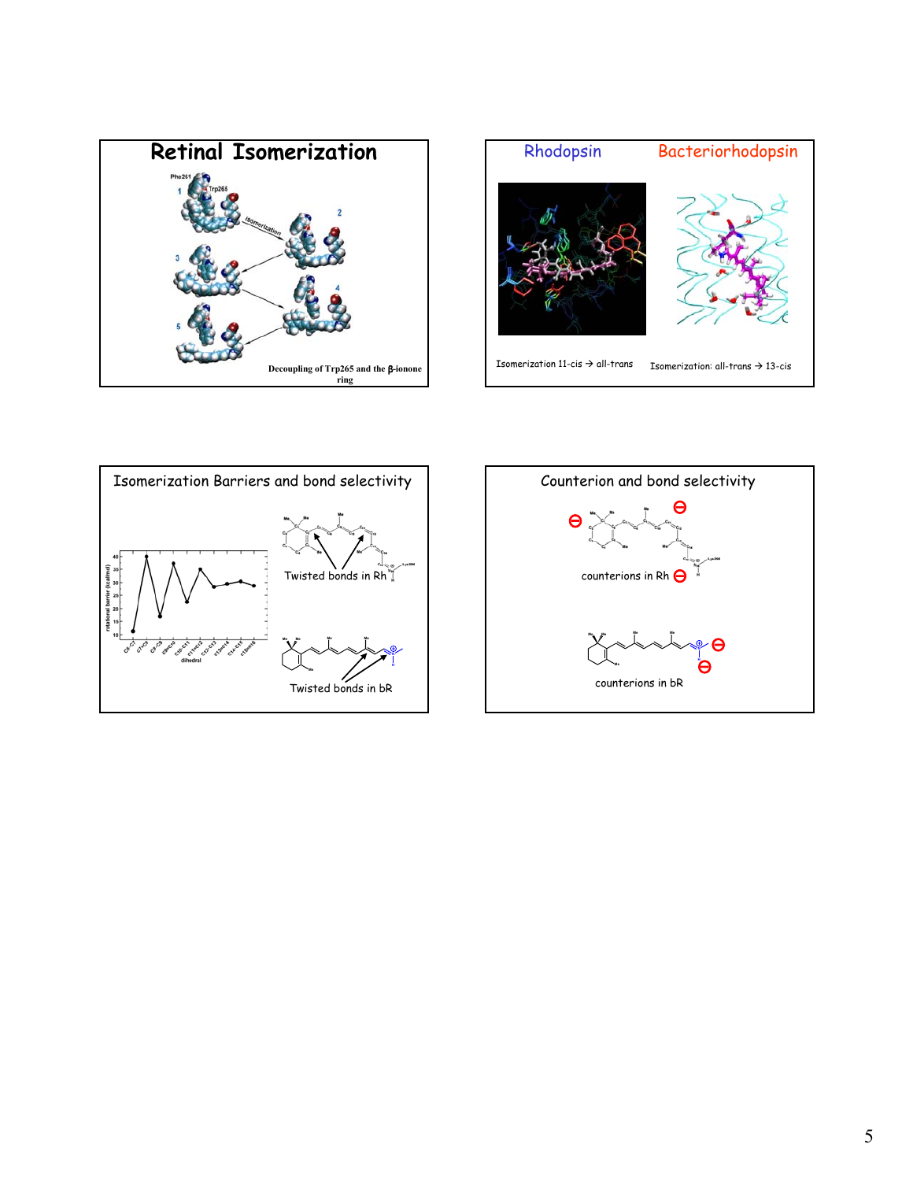# Retinal Isomerization

Phe261

Trp265

1

isomerization

2

3

4

5

Decoupling of Trp265 and the β-ionone ring

## Rhodopsin

## Bacteriorhodopsin

Isomerization 11-cis → all-trans

Isomerization: all-trans → 13-cis

## Isomerization Barriers and bond selectivity

rotational barrier (kcal/mol)

40

35

30

25

20

15

10

C6-C7

C7=C8

C8-C9

C9=C10

C10-C11

C11=C12

C12-C13

C13=C14

C14-C15

C15=N16

dihedral

Twisted bonds in Rh

Twisted bonds in bR

## Counterion and bond selectivity

counterions in Rh

counterions in bR